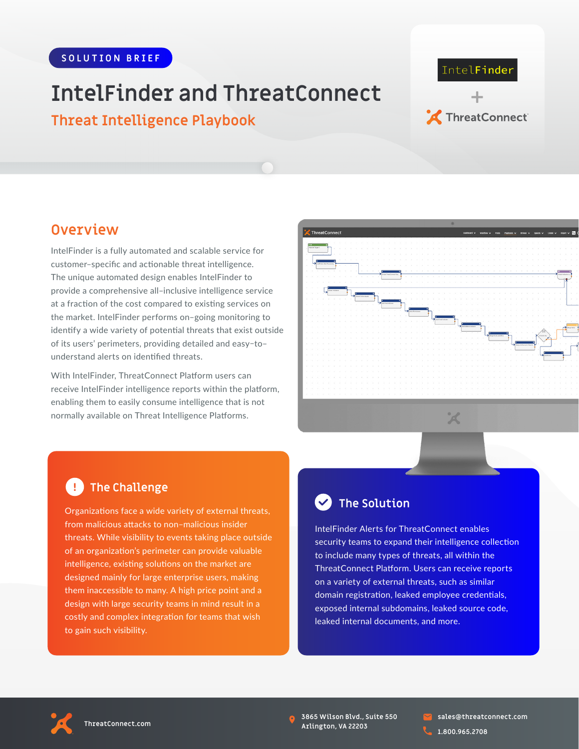SOLUTION BRIEF

# IntelFinder and ThreatConnect

## Threat Intelligence Playbook

## Overview

IntelFinder is a fully automated and scalable service for customer-specific and actionable threat intelligence. The unique automated design enables IntelFinder to provide a comprehensive all-inclusive intelligence service at a fraction of the cost compared to existing services on the market. IntelFinder performs on-going monitoring to identify a wide variety of potential threats that exist outside of its users' perimeters, providing detailed and easy-to-understand alerts on identified threats.

With IntelFinder, ThreatConnect Platform users can receive IntelFinder intelligence reports within the platform, enabling them to easily consume intelligence that is not normally available on Threat Intelligence Platforms.

### The Challenge

Organizations face a wide variety of external threats, from malicious attacks to non-malicious insider threats. While visibility to events taking place outside of an organization's perimeter can provide valuable intelligence, existing solutions on the market are designed mainly for large enterprise users, making them inaccessible to many. A high price point and a design with large security teams in mind result in a costly and complex integration for teams that wish to gain such visibility.

### The Solution

IntelFinder Alerts for ThreatConnect enables security teams to expand their intelligence collection to include many types of threats, all within the ThreatConnect Platform. Users can receive reports on a variety of external threats, such as similar domain registration, leaked employee credentials, exposed internal subdomains, leaked source code, leaked internal documents, and more.

ThreatConnect.com

3865 Wilson Blvd., Suite 550
Arlington, VA 22203

sales@threatconnect.com
1.800.965.2708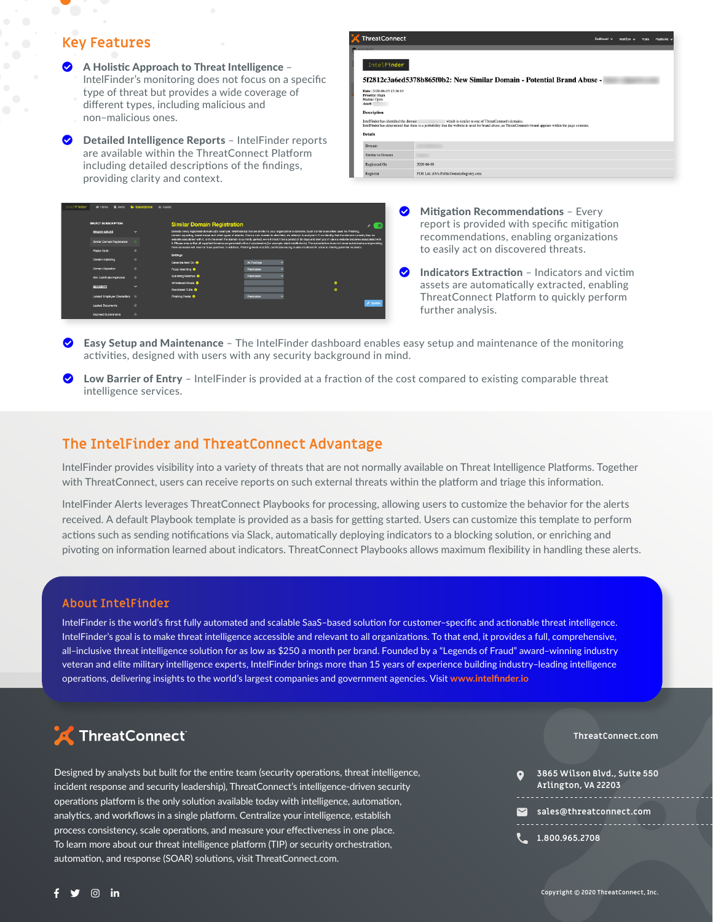## Key Features

- **A Holistic Approach to Threat Intelligence** – IntelFinder's monitoring does not focus on a specific type of threat but provides a wide coverage of different types, including malicious and non-malicious ones.
- **Detailed Intelligence Reports** – IntelFinder reports are available within the ThreatConnect Platform including detailed descriptions of the findings, providing clarity and context.
- **Mitigation Recommendations** – Every report is provided with specific mitigation recommendations, enabling organizations to easily act on discovered threats.
- **Indicators Extraction** – Indicators and victim assets are automatically extracted, enabling ThreatConnect Platform to quickly perform further analysis.
- **Easy Setup and Maintenance** – The IntelFinder dashboard enables easy setup and maintenance of the monitoring activities, designed with users with any security background in mind.
- **Low Barrier of Entry** – IntelFinder is provided at a fraction of the cost compared to existing comparable threat intelligence services.

## The IntelFinder and ThreatConnect Advantage

IntelFinder provides visibility into a variety of threats that are not normally available on Threat Intelligence Platforms. Together with ThreatConnect, users can receive reports on such external threats within the platform and triage this information.

IntelFinder Alerts leverages ThreatConnect Playbooks for processing, allowing users to customize the behavior for the alerts received. A default Playbook template is provided as a basis for getting started. Users can customize this template to perform actions such as sending notifications via Slack, automatically deploying indicators to a blocking solution, or enriching and pivoting on information learned about indicators. ThreatConnect Playbooks allows maximum flexibility in handling these alerts.

## About IntelFinder

IntelFinder is the world's first fully automated and scalable SaaS-based solution for customer-specific and actionable threat intelligence. IntelFinder's goal is to make threat intelligence accessible and relevant to all organizations. To that end, it provides a full, comprehensive, all-inclusive threat intelligence solution for as low as $250 a month per brand. Founded by a "Legends of Fraud" award-winning industry veteran and elite military intelligence experts, IntelFinder brings more than 15 years of experience building industry-leading intelligence operations, delivering insights to the world's largest companies and government agencies. Visit www.intelfinder.io

## ThreatConnect

Designed by analysts but built for the entire team (security operations, threat intelligence, incident response and security leadership), ThreatConnect's intelligence-driven security operations platform is the only solution available today with intelligence, automation, analytics, and workflows in a single platform. Centralize your intelligence, establish process consistency, scale operations, and measure your effectiveness in one place. To learn more about our threat intelligence platform (TIP) or security orchestration, automation, and response (SOAR) solutions, visit ThreatConnect.com.

ThreatConnect.com

3865 Wilson Blvd., Suite 550
Arlington, VA 22203

sales@threatconnect.com

1.800.965.2708

Copyright © 2020 ThreatConnect, Inc.